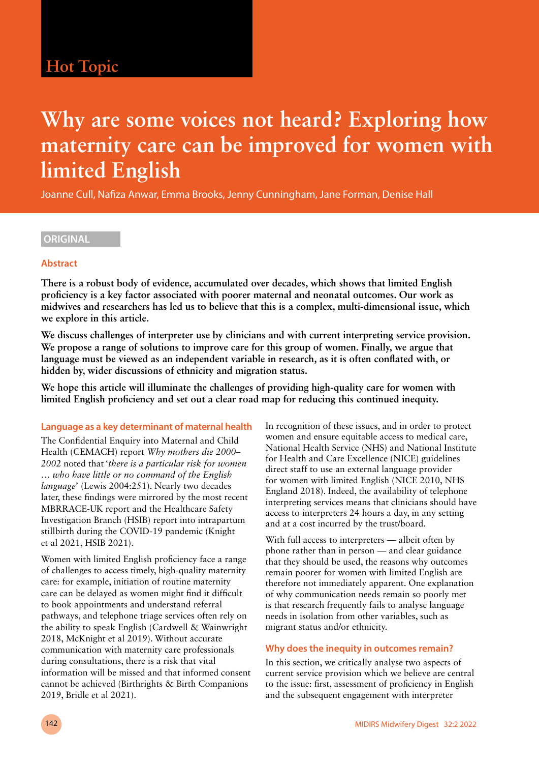Hot Topic

# Why are some voices not heard? Exploring how maternity care can be improved for women with limited English

Joanne Cull, Nafiza Anwar, Emma Brooks, Jenny Cunningham, Jane Forman, Denise Hall

ORIGINAL

## Abstract

**There is a robust body of evidence, accumulated over decades, which shows that limited English proficiency is a key factor associated with poorer maternal and neonatal outcomes. Our work as midwives and researchers has led us to believe that this is a complex, multi-dimensional issue, which we explore in this article.**

**We discuss challenges of interpreter use by clinicians and with current interpreting service provision. We propose a range of solutions to improve care for this group of women. Finally, we argue that language must be viewed as an independent variable in research, as it is often conflated with, or hidden by, wider discussions of ethnicity and migration status.**

**We hope this article will illuminate the challenges of providing high-quality care for women with limited English proficiency and set out a clear road map for reducing this continued inequity.**

## Language as a key determinant of maternal health

The Confidential Enquiry into Maternal and Child Health (CEMACH) report *Why mothers die 2000–2002* noted that '*there is a particular risk for women … who have little or no command of the English language*' (Lewis 2004:251). Nearly two decades later, these findings were mirrored by the most recent MBRRACE-UK report and the Healthcare Safety Investigation Branch (HSIB) report into intrapartum stillbirth during the COVID-19 pandemic (Knight et al 2021, HSIB 2021).

Women with limited English proficiency face a range of challenges to access timely, high-quality maternity care: for example, initiation of routine maternity care can be delayed as women might find it difficult to book appointments and understand referral pathways, and telephone triage services often rely on the ability to speak English (Cardwell & Wainwright 2018, McKnight et al 2019). Without accurate communication with maternity care professionals during consultations, there is a risk that vital information will be missed and that informed consent cannot be achieved (Birthrights & Birth Companions 2019, Bridle et al 2021).

In recognition of these issues, and in order to protect women and ensure equitable access to medical care, National Health Service (NHS) and National Institute for Health and Care Excellence (NICE) guidelines direct staff to use an external language provider for women with limited English (NICE 2010, NHS England 2018). Indeed, the availability of telephone interpreting services means that clinicians should have access to interpreters 24 hours a day, in any setting and at a cost incurred by the trust/board.

With full access to interpreters — albeit often by phone rather than in person — and clear guidance that they should be used, the reasons why outcomes remain poorer for women with limited English are therefore not immediately apparent. One explanation of why communication needs remain so poorly met is that research frequently fails to analyse language needs in isolation from other variables, such as migrant status and/or ethnicity.

## Why does the inequity in outcomes remain?

In this section, we critically analyse two aspects of current service provision which we believe are central to the issue: first, assessment of proficiency in English and the subsequent engagement with interpreter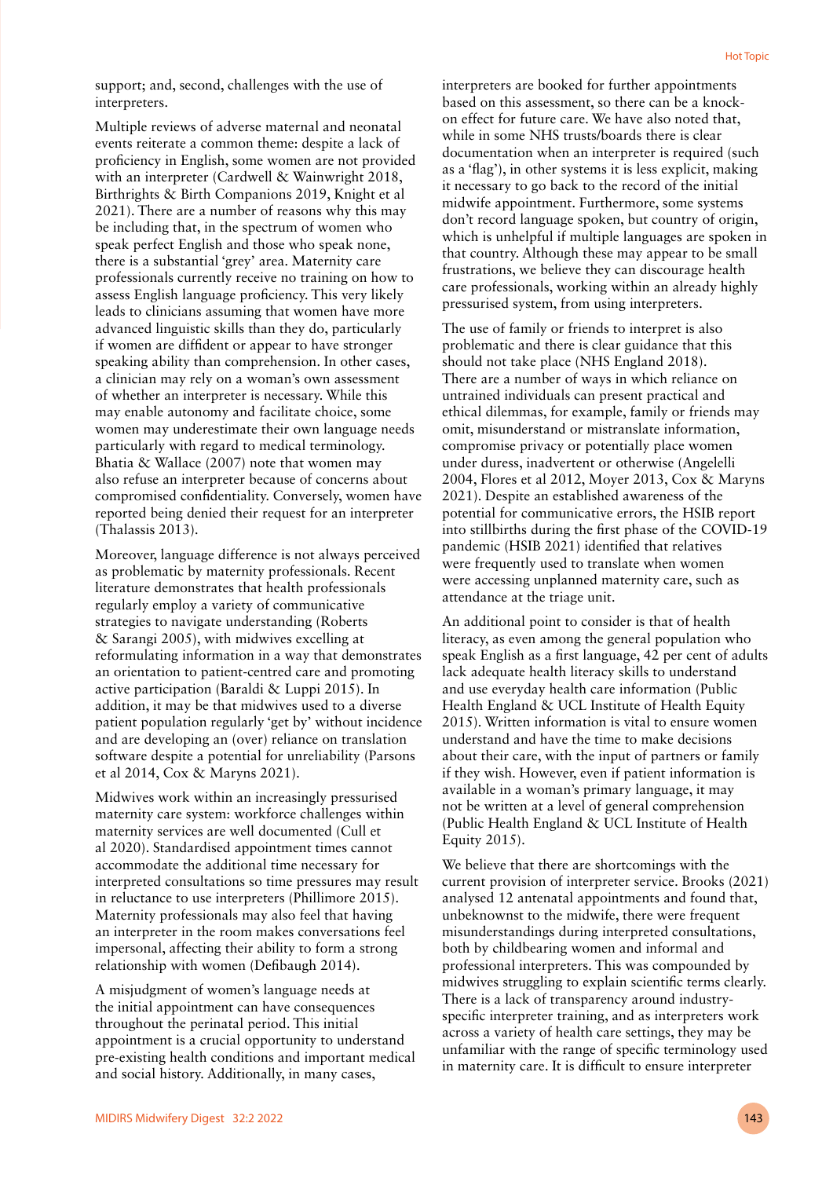support; and, second, challenges with the use of interpreters.

Multiple reviews of adverse maternal and neonatal events reiterate a common theme: despite a lack of proficiency in English, some women are not provided with an interpreter (Cardwell & Wainwright 2018, Birthrights & Birth Companions 2019, Knight et al 2021). There are a number of reasons why this may be including that, in the spectrum of women who speak perfect English and those who speak none, there is a substantial 'grey' area. Maternity care professionals currently receive no training on how to assess English language proficiency. This very likely leads to clinicians assuming that women have more advanced linguistic skills than they do, particularly if women are diffident or appear to have stronger speaking ability than comprehension. In other cases, a clinician may rely on a woman's own assessment of whether an interpreter is necessary. While this may enable autonomy and facilitate choice, some women may underestimate their own language needs particularly with regard to medical terminology. Bhatia & Wallace (2007) note that women may also refuse an interpreter because of concerns about compromised confidentiality. Conversely, women have reported being denied their request for an interpreter (Thalassis 2013).

Moreover, language difference is not always perceived as problematic by maternity professionals. Recent literature demonstrates that health professionals regularly employ a variety of communicative strategies to navigate understanding (Roberts & Sarangi 2005), with midwives excelling at reformulating information in a way that demonstrates an orientation to patient-centred care and promoting active participation (Baraldi & Luppi 2015). In addition, it may be that midwives used to a diverse patient population regularly 'get by' without incidence and are developing an (over) reliance on translation software despite a potential for unreliability (Parsons et al 2014, Cox & Maryns 2021).

Midwives work within an increasingly pressurised maternity care system: workforce challenges within maternity services are well documented (Cull et al 2020). Standardised appointment times cannot accommodate the additional time necessary for interpreted consultations so time pressures may result in reluctance to use interpreters (Phillimore 2015). Maternity professionals may also feel that having an interpreter in the room makes conversations feel impersonal, affecting their ability to form a strong relationship with women (Defibaugh 2014).

A misjudgment of women's language needs at the initial appointment can have consequences throughout the perinatal period. This initial appointment is a crucial opportunity to understand pre-existing health conditions and important medical and social history. Additionally, in many cases, interpreters are booked for further appointments based on this assessment, so there can be a knock-on effect for future care. We have also noted that, while in some NHS trusts/boards there is clear documentation when an interpreter is required (such as a 'flag'), in other systems it is less explicit, making it necessary to go back to the record of the initial midwife appointment. Furthermore, some systems don't record language spoken, but country of origin, which is unhelpful if multiple languages are spoken in that country. Although these may appear to be small frustrations, we believe they can discourage health care professionals, working within an already highly pressurised system, from using interpreters.

The use of family or friends to interpret is also problematic and there is clear guidance that this should not take place (NHS England 2018). There are a number of ways in which reliance on untrained individuals can present practical and ethical dilemmas, for example, family or friends may omit, misunderstand or mistranslate information, compromise privacy or potentially place women under duress, inadvertent or otherwise (Angelelli 2004, Flores et al 2012, Moyer 2013, Cox & Maryns 2021). Despite an established awareness of the potential for communicative errors, the HSIB report into stillbirths during the first phase of the COVID-19 pandemic (HSIB 2021) identified that relatives were frequently used to translate when women were accessing unplanned maternity care, such as attendance at the triage unit.

An additional point to consider is that of health literacy, as even among the general population who speak English as a first language, 42 per cent of adults lack adequate health literacy skills to understand and use everyday health care information (Public Health England & UCL Institute of Health Equity 2015). Written information is vital to ensure women understand and have the time to make decisions about their care, with the input of partners or family if they wish. However, even if patient information is available in a woman's primary language, it may not be written at a level of general comprehension (Public Health England & UCL Institute of Health Equity 2015).

We believe that there are shortcomings with the current provision of interpreter service. Brooks (2021) analysed 12 antenatal appointments and found that, unbeknownst to the midwife, there were frequent misunderstandings during interpreted consultations, both by childbearing women and informal and professional interpreters. This was compounded by midwives struggling to explain scientific terms clearly. There is a lack of transparency around industry-specific interpreter training, and as interpreters work across a variety of health care settings, they may be unfamiliar with the range of specific terminology used in maternity care. It is difficult to ensure interpreter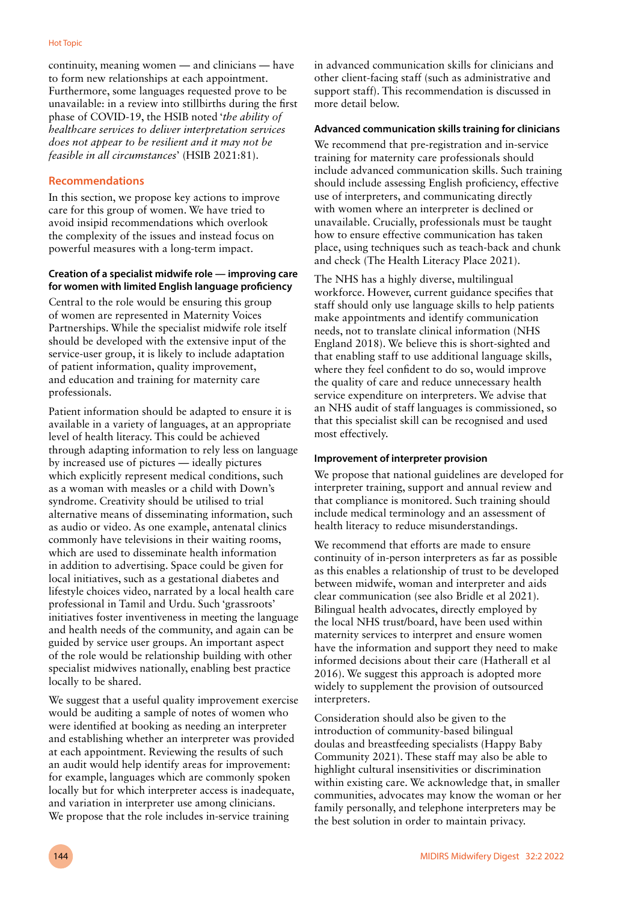continuity, meaning women — and clinicians — have to form new relationships at each appointment. Furthermore, some languages requested prove to be unavailable: in a review into stillbirths during the first phase of COVID-19, the HSIB noted '*the ability of healthcare services to deliver interpretation services does not appear to be resilient and it may not be feasible in all circumstances*' (HSIB 2021:81).

## Recommendations

In this section, we propose key actions to improve care for this group of women. We have tried to avoid insipid recommendations which overlook the complexity of the issues and instead focus on powerful measures with a long-term impact.

### Creation of a specialist midwife role — improving care for women with limited English language proficiency

Central to the role would be ensuring this group of women are represented in Maternity Voices Partnerships. While the specialist midwife role itself should be developed with the extensive input of the service-user group, it is likely to include adaptation of patient information, quality improvement, and education and training for maternity care professionals.

Patient information should be adapted to ensure it is available in a variety of languages, at an appropriate level of health literacy. This could be achieved through adapting information to rely less on language by increased use of pictures — ideally pictures which explicitly represent medical conditions, such as a woman with measles or a child with Down's syndrome. Creativity should be utilised to trial alternative means of disseminating information, such as audio or video. As one example, antenatal clinics commonly have televisions in their waiting rooms, which are used to disseminate health information in addition to advertising. Space could be given for local initiatives, such as a gestational diabetes and lifestyle choices video, narrated by a local health care professional in Tamil and Urdu. Such 'grassroots' initiatives foster inventiveness in meeting the language and health needs of the community, and again can be guided by service user groups. An important aspect of the role would be relationship building with other specialist midwives nationally, enabling best practice locally to be shared.

We suggest that a useful quality improvement exercise would be auditing a sample of notes of women who were identified at booking as needing an interpreter and establishing whether an interpreter was provided at each appointment. Reviewing the results of such an audit would help identify areas for improvement: for example, languages which are commonly spoken locally but for which interpreter access is inadequate, and variation in interpreter use among clinicians. We propose that the role includes in-service training in advanced communication skills for clinicians and other client-facing staff (such as administrative and support staff). This recommendation is discussed in more detail below.

### Advanced communication skills training for clinicians

We recommend that pre-registration and in-service training for maternity care professionals should include advanced communication skills. Such training should include assessing English proficiency, effective use of interpreters, and communicating directly with women where an interpreter is declined or unavailable. Crucially, professionals must be taught how to ensure effective communication has taken place, using techniques such as teach-back and chunk and check (The Health Literacy Place 2021).

The NHS has a highly diverse, multilingual workforce. However, current guidance specifies that staff should only use language skills to help patients make appointments and identify communication needs, not to translate clinical information (NHS England 2018). We believe this is short-sighted and that enabling staff to use additional language skills, where they feel confident to do so, would improve the quality of care and reduce unnecessary health service expenditure on interpreters. We advise that an NHS audit of staff languages is commissioned, so that this specialist skill can be recognised and used most effectively.

### Improvement of interpreter provision

We propose that national guidelines are developed for interpreter training, support and annual review and that compliance is monitored. Such training should include medical terminology and an assessment of health literacy to reduce misunderstandings.

We recommend that efforts are made to ensure continuity of in-person interpreters as far as possible as this enables a relationship of trust to be developed between midwife, woman and interpreter and aids clear communication (see also Bridle et al 2021). Bilingual health advocates, directly employed by the local NHS trust/board, have been used within maternity services to interpret and ensure women have the information and support they need to make informed decisions about their care (Hatherall et al 2016). We suggest this approach is adopted more widely to supplement the provision of outsourced interpreters.

Consideration should also be given to the introduction of community-based bilingual doulas and breastfeeding specialists (Happy Baby Community 2021). These staff may also be able to highlight cultural insensitivities or discrimination within existing care. We acknowledge that, in smaller communities, advocates may know the woman or her family personally, and telephone interpreters may be the best solution in order to maintain privacy.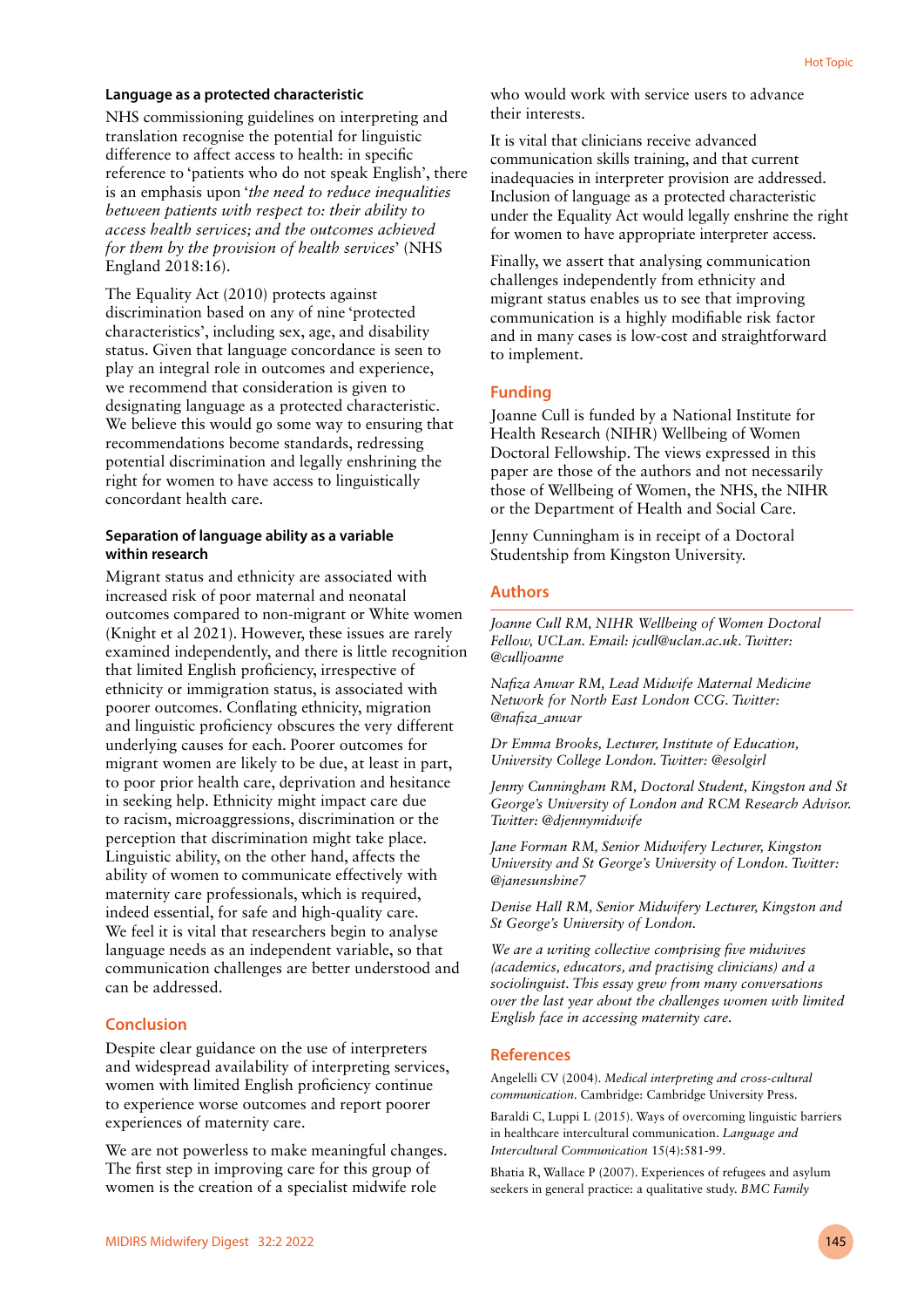### Language as a protected characteristic

NHS commissioning guidelines on interpreting and translation recognise the potential for linguistic difference to affect access to health: in specific reference to 'patients who do not speak English', there is an emphasis upon '*the need to reduce inequalities between patients with respect to: their ability to access health services; and the outcomes achieved for them by the provision of health services*' (NHS England 2018:16).

The Equality Act (2010) protects against discrimination based on any of nine 'protected characteristics', including sex, age, and disability status. Given that language concordance is seen to play an integral role in outcomes and experience, we recommend that consideration is given to designating language as a protected characteristic. We believe this would go some way to ensuring that recommendations become standards, redressing potential discrimination and legally enshrining the right for women to have access to linguistically concordant health care.

### Separation of language ability as a variable within research

Migrant status and ethnicity are associated with increased risk of poor maternal and neonatal outcomes compared to non-migrant or White women (Knight et al 2021). However, these issues are rarely examined independently, and there is little recognition that limited English proficiency, irrespective of ethnicity or immigration status, is associated with poorer outcomes. Conflating ethnicity, migration and linguistic proficiency obscures the very different underlying causes for each. Poorer outcomes for migrant women are likely to be due, at least in part, to poor prior health care, deprivation and hesitance in seeking help. Ethnicity might impact care due to racism, microaggressions, discrimination or the perception that discrimination might take place. Linguistic ability, on the other hand, affects the ability of women to communicate effectively with maternity care professionals, which is required, indeed essential, for safe and high-quality care. We feel it is vital that researchers begin to analyse language needs as an independent variable, so that communication challenges are better understood and can be addressed.

## Conclusion

Despite clear guidance on the use of interpreters and widespread availability of interpreting services, women with limited English proficiency continue to experience worse outcomes and report poorer experiences of maternity care.

We are not powerless to make meaningful changes. The first step in improving care for this group of women is the creation of a specialist midwife role who would work with service users to advance their interests.

It is vital that clinicians receive advanced communication skills training, and that current inadequacies in interpreter provision are addressed. Inclusion of language as a protected characteristic under the Equality Act would legally enshrine the right for women to have appropriate interpreter access.

Finally, we assert that analysing communication challenges independently from ethnicity and migrant status enables us to see that improving communication is a highly modifiable risk factor and in many cases is low-cost and straightforward to implement.

## Funding

Joanne Cull is funded by a National Institute for Health Research (NIHR) Wellbeing of Women Doctoral Fellowship. The views expressed in this paper are those of the authors and not necessarily those of Wellbeing of Women, the NHS, the NIHR or the Department of Health and Social Care.

Jenny Cunningham is in receipt of a Doctoral Studentship from Kingston University.

## Authors

*Joanne Cull RM, NIHR Wellbeing of Women Doctoral Fellow, UCLan. Email: jcull@uclan.ac.uk. Twitter: @culljoanne*

*Nafiza Anwar RM, Lead Midwife Maternal Medicine Network for North East London CCG. Twitter: @nafiza_anwar*

*Dr Emma Brooks, Lecturer, Institute of Education, University College London. Twitter: @esolgirl*

*Jenny Cunningham RM, Doctoral Student, Kingston and St George's University of London and RCM Research Advisor. Twitter: @djennymidwife*

*Jane Forman RM, Senior Midwifery Lecturer, Kingston University and St George's University of London. Twitter: @janesunshine7*

*Denise Hall RM, Senior Midwifery Lecturer, Kingston and St George's University of London.*

*We are a writing collective comprising five midwives (academics, educators, and practising clinicians) and a sociolinguist. This essay grew from many conversations over the last year about the challenges women with limited English face in accessing maternity care.*

## References

Angelelli CV (2004). *Medical interpreting and cross-cultural communication*. Cambridge: Cambridge University Press.

Baraldi C, Luppi L (2015). Ways of overcoming linguistic barriers in healthcare intercultural communication. *Language and Intercultural Communication* 15(4):581-99.

Bhatia R, Wallace P (2007). Experiences of refugees and asylum seekers in general practice: a qualitative study. *BMC Family*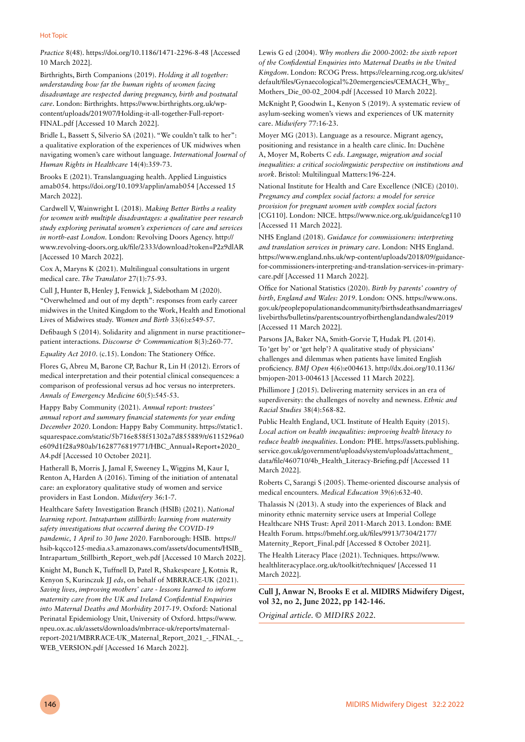*Practice* 8(48). https://doi.org/10.1186/1471-2296-8-48 [Accessed 10 March 2022].

Birthrights, Birth Companions (2019). *Holding it all together: understanding how far the human rights of women facing disadvantage are respected during pregnancy, birth and postnatal care*. London: Birthrights. https://www.birthrights.org.uk/wp-content/uploads/2019/07/Holding-it-all-together-Full-report-FINAL.pdf [Accessed 10 March 2022].

Bridle L, Bassett S, Silverio SA (2021). "We couldn't talk to her": a qualitative exploration of the experiences of UK midwives when navigating women's care without language. *International Journal of Human Rights in Healthcare* 14(4):359-73.

Brooks E (2021). Translanguaging health. Applied Linguistics amab054. https://doi.org/10.1093/applin/amab054 [Accessed 15 March 2022].

Cardwell V, Wainwright L (2018). *Making Better Births a reality for women with multiple disadvantages: a qualitative peer research study exploring perinatal women's experiences of care and services in north-east London.* London: Revolving Doors Agency. http://www.revolving-doors.org.uk/file/2333/download?token=P2z9dlAR [Accessed 10 March 2022].

Cox A, Maryns K (2021). Multilingual consultations in urgent medical care. *The Translator* 27(1):75-93.

Cull J, Hunter B, Henley J, Fenwick J, Sidebotham M (2020). "Overwhelmed and out of my depth": responses from early career midwives in the United Kingdom to the Work, Health and Emotional Lives of Midwives study. *Women and Birth* 33(6):e549-57.

Defibaugh S (2014). Solidarity and alignment in nurse practitioner–patient interactions. *Discourse & Communication* 8(3):260-77.

*Equality Act 2010*. (c.15). London: The Stationery Office.

Flores G, Abreu M, Barone CP, Bachur R, Lin H (2012). Errors of medical interpretation and their potential clinical consequences: a comparison of professional versus ad hoc versus no interpreters. *Annals of Emergency Medicine* 60(5):545-53.

Happy Baby Community (2021). *Annual report: trustees' annual report and summary financial statements for year ending December 2020*. London: Happy Baby Community. https://static1.squarespace.com/static/5b716e858f51302a7d855889/t/6115296a0e609d1f28a980ab/1628776819771/HBC_Annual+Report+2020_A4.pdf [Accessed 10 October 2021].

Hatherall B, Morris J, Jamal F, Sweeney L, Wiggins M, Kaur I, Renton A, Harden A (2016). Timing of the initiation of antenatal care: an exploratory qualitative study of women and service providers in East London. *Midwifery* 36:1-7.

Healthcare Safety Investigation Branch (HSIB) (2021). *National learning report. Intrapartum stillbirth: learning from maternity safety investigations that occurred during the COVID-19 pandemic, 1 April to 30 June 2020*. Farnborough: HSIB. https://hsib-kqcco125-media.s3.amazonaws.com/assets/documents/HSIB_Intrapartum_Stillbirth_Report_web.pdf [Accessed 10 March 2022].

Knight M, Bunch K, Tuffnell D, Patel R, Shakespeare J, Kotnis R, Kenyon S, Kurinczuk JJ *eds*, on behalf of MBRRACE-UK (2021). *Saving lives, improving mothers' care - lessons learned to inform maternity care from the UK and Ireland Confidential Enquiries into Maternal Deaths and Morbidity 2017-19*. Oxford: National Perinatal Epidemiology Unit, University of Oxford. https://www.npeu.ox.ac.uk/assets/downloads/mbrrace-uk/reports/maternal-report-2021/MBRRACE-UK_Maternal_Report_2021_-_FINAL_-_WEB_VERSION.pdf [Accessed 16 March 2022].

Lewis G ed (2004). *Why mothers die 2000-2002: the sixth report of the Confidential Enquiries into Maternal Deaths in the United Kingdom*. London: RCOG Press. https://elearning.rcog.org.uk/sites/default/files/Gynaecological%20emergencies/CEMACH_Why_Mothers_Die_00-02_2004.pdf [Accessed 10 March 2022].

McKnight P, Goodwin L, Kenyon S (2019). A systematic review of asylum-seeking women's views and experiences of UK maternity care. *Midwifery* 77:16-23.

Moyer MG (2013). Language as a resource. Migrant agency, positioning and resistance in a health care clinic. In: Duchêne A, Moyer M, Roberts C *eds*. *Language, migration and social inequalities: a critical sociolinguistic perspective on institutions and work*. Bristol: Multilingual Matters:196-224.

National Institute for Health and Care Excellence (NICE) (2010). *Pregnancy and complex social factors: a model for service provision for pregnant women with complex social factors* [CG110]. London: NICE. https://www.nice.org.uk/guidance/cg110 [Accessed 11 March 2022].

NHS England (2018). *Guidance for commissioners: interpreting and translation services in primary care*. London: NHS England. https://www.england.nhs.uk/wp-content/uploads/2018/09/guidance-for-commissioners-interpreting-and-translation-services-in-primary-care.pdf [Accessed 11 March 2022].

Office for National Statistics (2020). *Birth by parents' country of birth, England and Wales: 2019*. London: ONS. https://www.ons.gov.uk/peoplepopulationandcommunity/birthsdeathsandmarriages/livebirths/bulletins/parentscountryofbirthenglandandwales/2019 [Accessed 11 March 2022].

Parsons JA, Baker NA, Smith-Gorvie T, Hudak PL (2014). To 'get by' or 'get help'? A qualitative study of physicians' challenges and dilemmas when patients have limited English proficiency. *BMJ Open* 4(6):e004613. http://dx.doi.org/10.1136/bmjopen-2013-004613 [Accessed 11 March 2022].

Phillimore J (2015). Delivering maternity services in an era of superdiversity: the challenges of novelty and newness. *Ethnic and Racial Studies* 38(4):568-82.

Public Health England, UCL Institute of Health Equity (2015). *Local action on health inequalities: improving health literacy to reduce health inequalities*. London: PHE. https://assets.publishing.service.gov.uk/government/uploads/system/uploads/attachment_data/file/460710/4b_Health_Literacy-Briefing.pdf [Accessed 11 March 2022].

Roberts C, Sarangi S (2005). Theme-oriented discourse analysis of medical encounters. *Medical Education* 39(6):632-40.

Thalassis N (2013). A study into the experiences of Black and minority ethnic maternity service users at Imperial College Healthcare NHS Trust: April 2011-March 2013. London: BME Health Forum. https://bmehf.org.uk/files/9913/7304/2177/Maternity_Report_Final.pdf [Accessed 8 October 2021].

The Health Literacy Place (2021). Techniques. https://www.healthliteracyplace.org.uk/toolkit/techniques/ [Accessed 11 March 2022].

**Cull J, Anwar N, Brooks E et al. MIDIRS Midwifery Digest, vol 32, no 2, June 2022, pp 142-146.**

*Original article. © MIDIRS 2022.*